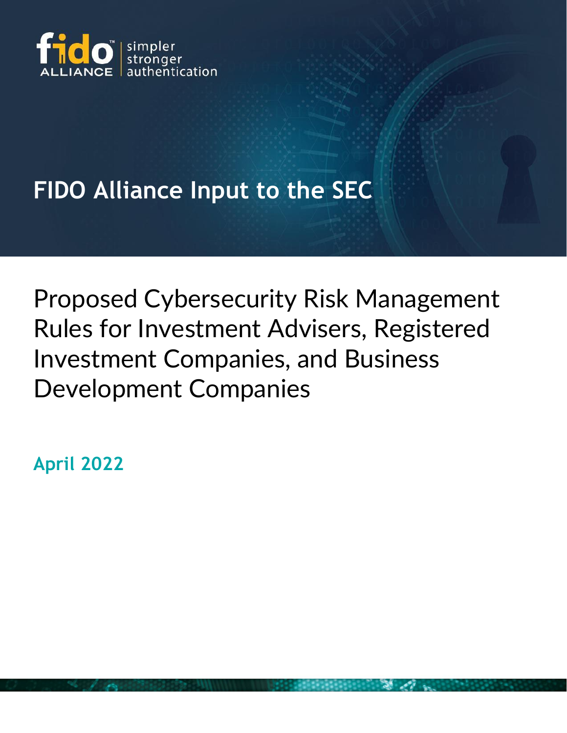fido ALLIANCE | simpler stronger authentication

# FIDO Alliance Input to the SEC

## Proposed Cybersecurity Risk Management Rules for Investment Advisers, Registered Investment Companies, and Business Development Companies

**April 2022**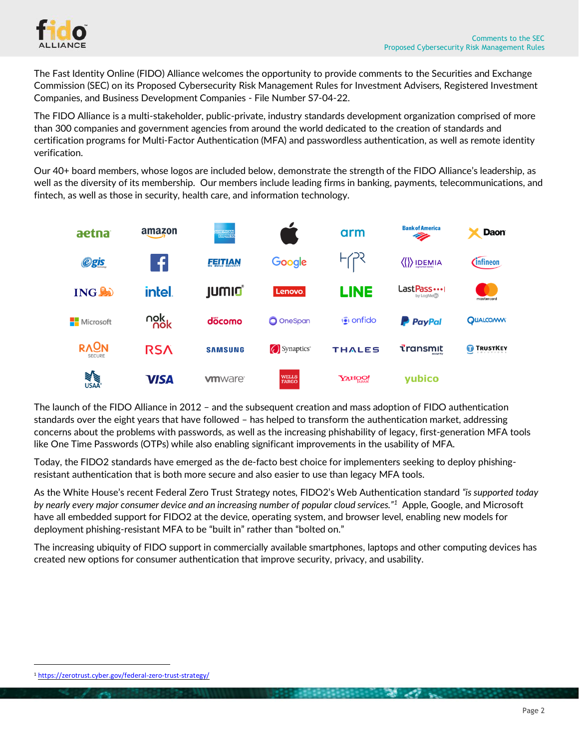The Fast Identity Online (FIDO) Alliance welcomes the opportunity to provide comments to the Securities and Exchange Commission (SEC) on its Proposed Cybersecurity Risk Management Rules for Investment Advisers, Registered Investment Companies, and Business Development Companies - File Number S7-04-22.

The FIDO Alliance is a multi-stakeholder, public-private, industry standards development organization comprised of more than 300 companies and government agencies from around the world dedicated to the creation of standards and certification programs for Multi-Factor Authentication (MFA) and passwordless authentication, as well as remote identity verification.

Our 40+ board members, whose logos are included below, demonstrate the strength of the FIDO Alliance's leadership, as well as the diversity of its membership. Our members include leading firms in banking, payments, telecommunications, and fintech, as well as those in security, health care, and information technology.

The launch of the FIDO Alliance in 2012 – and the subsequent creation and mass adoption of FIDO authentication standards over the eight years that have followed – has helped to transform the authentication market, addressing concerns about the problems with passwords, as well as the increasing phishability of legacy, first-generation MFA tools like One Time Passwords (OTPs) while also enabling significant improvements in the usability of MFA.

Today, the FIDO2 standards have emerged as the de-facto best choice for implementers seeking to deploy phishing-resistant authentication that is both more secure and also easier to use than legacy MFA tools.

As the White House's recent Federal Zero Trust Strategy notes, FIDO2's Web Authentication standard *"is supported today by nearly every major consumer device and an increasing number of popular cloud services."*[1] Apple, Google, and Microsoft have all embedded support for FIDO2 at the device, operating system, and browser level, enabling new models for deployment phishing-resistant MFA to be "built in" rather than "bolted on."

The increasing ubiquity of FIDO support in commercially available smartphones, laptops and other computing devices has created new options for consumer authentication that improve security, privacy, and usability.

---

[1] https://zerotrust.cyber.gov/federal-zero-trust-strategy/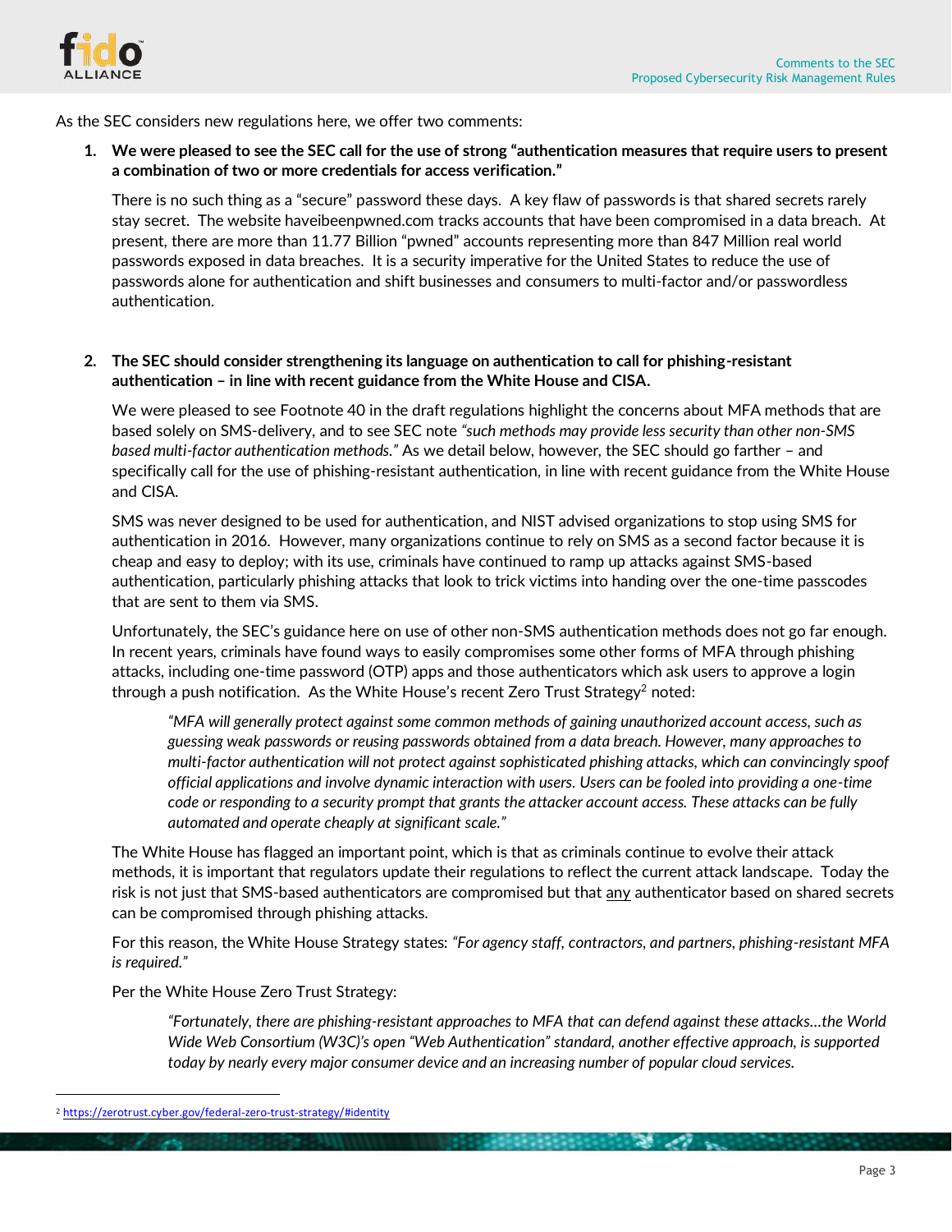As the SEC considers new regulations here, we offer two comments:

1. **We were pleased to see the SEC call for the use of strong "authentication measures that require users to present a combination of two or more credentials for access verification."**

   There is no such thing as a "secure" password these days. A key flaw of passwords is that shared secrets rarely stay secret. The website haveibeenpwned.com tracks accounts that have been compromised in a data breach. At present, there are more than 11.77 Billion "pwned" accounts representing more than 847 Million real world passwords exposed in data breaches. It is a security imperative for the United States to reduce the use of passwords alone for authentication and shift businesses and consumers to multi-factor and/or passwordless authentication.

2. **The SEC should consider strengthening its language on authentication to call for phishing-resistant authentication – in line with recent guidance from the White House and CISA.**

   We were pleased to see Footnote 40 in the draft regulations highlight the concerns about MFA methods that are based solely on SMS-delivery, and to see SEC note *"such methods may provide less security than other non-SMS based multi-factor authentication methods."* As we detail below, however, the SEC should go farther – and specifically call for the use of phishing-resistant authentication, in line with recent guidance from the White House and CISA.

   SMS was never designed to be used for authentication, and NIST advised organizations to stop using SMS for authentication in 2016. However, many organizations continue to rely on SMS as a second factor because it is cheap and easy to deploy; with its use, criminals have continued to ramp up attacks against SMS-based authentication, particularly phishing attacks that look to trick victims into handing over the one-time passcodes that are sent to them via SMS.

   Unfortunately, the SEC's guidance here on use of other non-SMS authentication methods does not go far enough. In recent years, criminals have found ways to easily compromises some other forms of MFA through phishing attacks, including one-time password (OTP) apps and those authenticators which ask users to approve a login through a push notification. As the White House's recent Zero Trust Strategy[2] noted:

   > *"MFA will generally protect against some common methods of gaining unauthorized account access, such as guessing weak passwords or reusing passwords obtained from a data breach. However, many approaches to multi-factor authentication will not protect against sophisticated phishing attacks, which can convincingly spoof official applications and involve dynamic interaction with users. Users can be fooled into providing a one-time code or responding to a security prompt that grants the attacker account access. These attacks can be fully automated and operate cheaply at significant scale."*

   The White House has flagged an important point, which is that as criminals continue to evolve their attack methods, it is important that regulators update their regulations to reflect the current attack landscape. Today the risk is not just that SMS-based authenticators are compromised but that <u>any</u> authenticator based on shared secrets can be compromised through phishing attacks.

   For this reason, the White House Strategy states: *"For agency staff, contractors, and partners, phishing-resistant MFA is required."*

   Per the White House Zero Trust Strategy:

   > *"Fortunately, there are phishing-resistant approaches to MFA that can defend against these attacks…the World Wide Web Consortium (W3C)'s open "Web Authentication" standard, another effective approach, is supported today by nearly every major consumer device and an increasing number of popular cloud services.*

---

[2] https://zerotrust.cyber.gov/federal-zero-trust-strategy/#identity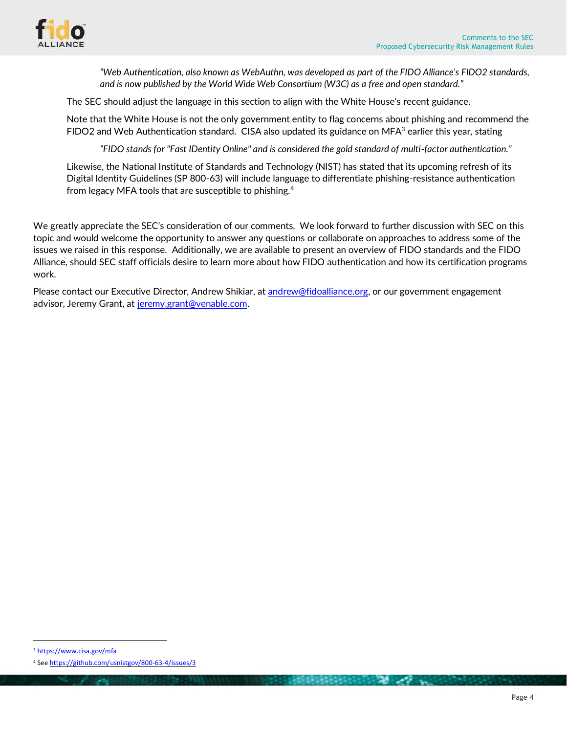> *"Web Authentication, also known as WebAuthn, was developed as part of the FIDO Alliance's FIDO2 standards, and is now published by the World Wide Web Consortium (W3C) as a free and open standard."*

The SEC should adjust the language in this section to align with the White House's recent guidance.

Note that the White House is not the only government entity to flag concerns about phishing and recommend the FIDO2 and Web Authentication standard. CISA also updated its guidance on MFA[3] earlier this year, stating

> *"FIDO stands for "Fast IDentity Online" and is considered the gold standard of multi-factor authentication."*

Likewise, the National Institute of Standards and Technology (NIST) has stated that its upcoming refresh of its Digital Identity Guidelines (SP 800-63) will include language to differentiate phishing-resistance authentication from legacy MFA tools that are susceptible to phishing.[4]

We greatly appreciate the SEC's consideration of our comments. We look forward to further discussion with SEC on this topic and would welcome the opportunity to answer any questions or collaborate on approaches to address some of the issues we raised in this response. Additionally, we are available to present an overview of FIDO standards and the FIDO Alliance, should SEC staff officials desire to learn more about how FIDO authentication and how its certification programs work.

Please contact our Executive Director, Andrew Shikiar, at andrew@fidoalliance.org, or our government engagement advisor, Jeremy Grant, at jeremy.grant@venable.com.

---

[3] https://www.cisa.gov/mfa

[4] See https://github.com/usnistgov/800-63-4/issues/3